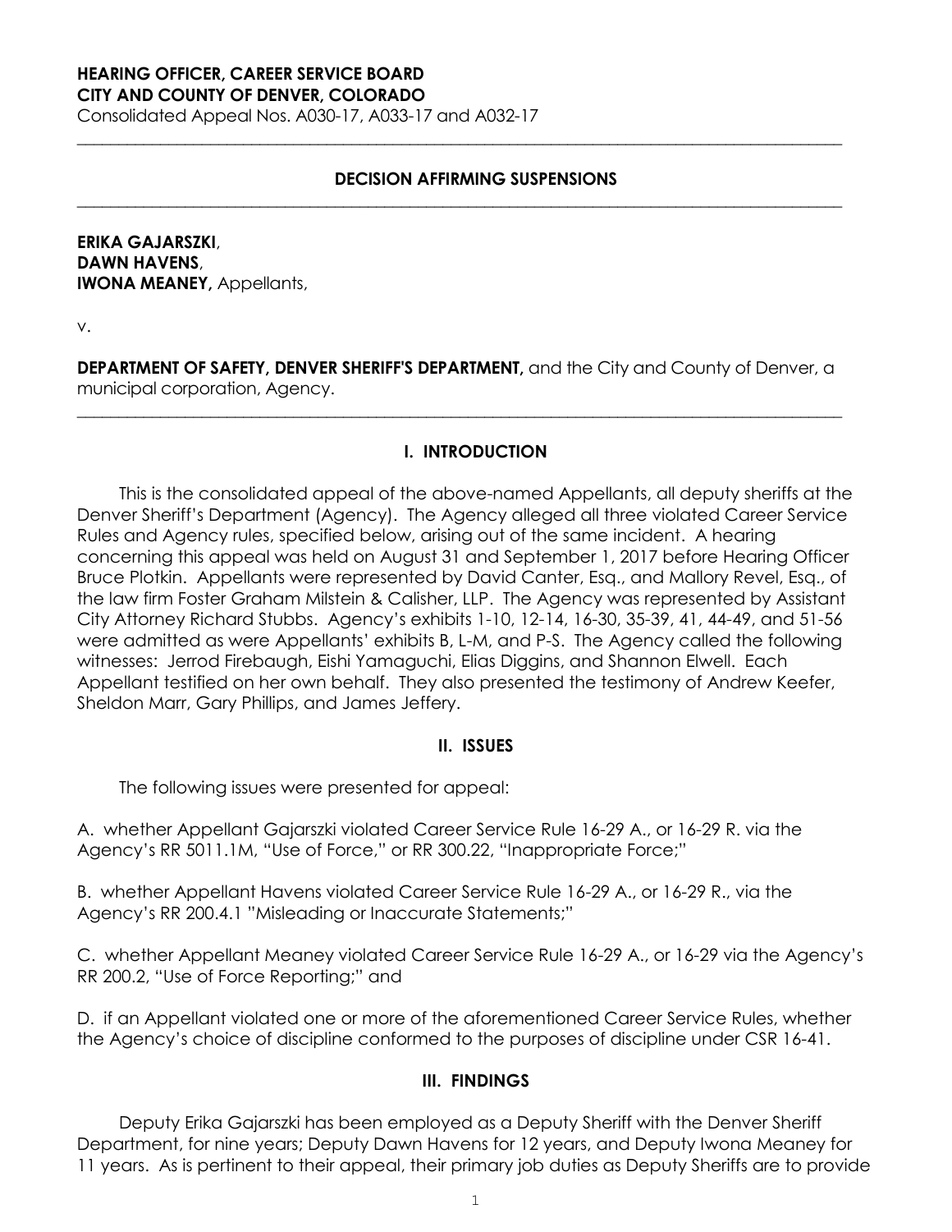**HEARING OFFICER, CAREER SERVICE BOARD**
**CITY AND COUNTY OF DENVER, COLORADO**
Consolidated Appeal Nos. A030-17, A033-17 and A032-17

---

**DECISION AFFIRMING SUSPENSIONS**

---

**ERIKA GAJARSZKI**,
**DAWN HAVENS**,
**IWONA MEANEY,** Appellants,

v.

**DEPARTMENT OF SAFETY, DENVER SHERIFF'S DEPARTMENT,** and the City and County of Denver, a municipal corporation, Agency.

---

## I. INTRODUCTION

This is the consolidated appeal of the above-named Appellants, all deputy sheriffs at the Denver Sheriff's Department (Agency). The Agency alleged all three violated Career Service Rules and Agency rules, specified below, arising out of the same incident. A hearing concerning this appeal was held on August 31 and September 1, 2017 before Hearing Officer Bruce Plotkin. Appellants were represented by David Canter, Esq., and Mallory Revel, Esq., of the law firm Foster Graham Milstein & Calisher, LLP. The Agency was represented by Assistant City Attorney Richard Stubbs. Agency's exhibits 1-10, 12-14, 16-30, 35-39, 41, 44-49, and 51-56 were admitted as were Appellants' exhibits B, L-M, and P-S. The Agency called the following witnesses: Jerrod Firebaugh, Eishi Yamaguchi, Elias Diggins, and Shannon Elwell. Each Appellant testified on her own behalf. They also presented the testimony of Andrew Keefer, Sheldon Marr, Gary Phillips, and James Jeffery.

## II. ISSUES

The following issues were presented for appeal:

A. whether Appellant Gajarszki violated Career Service Rule 16-29 A., or 16-29 R. via the Agency's RR 5011.1M, "Use of Force," or RR 300.22, "Inappropriate Force;"

B. whether Appellant Havens violated Career Service Rule 16-29 A., or 16-29 R., via the Agency's RR 200.4.1 "Misleading or Inaccurate Statements;"

C. whether Appellant Meaney violated Career Service Rule 16-29 A., or 16-29 via the Agency's RR 200.2, "Use of Force Reporting;" and

D. if an Appellant violated one or more of the aforementioned Career Service Rules, whether the Agency's choice of discipline conformed to the purposes of discipline under CSR 16-41.

## III. FINDINGS

Deputy Erika Gajarszki has been employed as a Deputy Sheriff with the Denver Sheriff Department, for nine years; Deputy Dawn Havens for 12 years, and Deputy Iwona Meaney for 11 years. As is pertinent to their appeal, their primary job duties as Deputy Sheriffs are to provide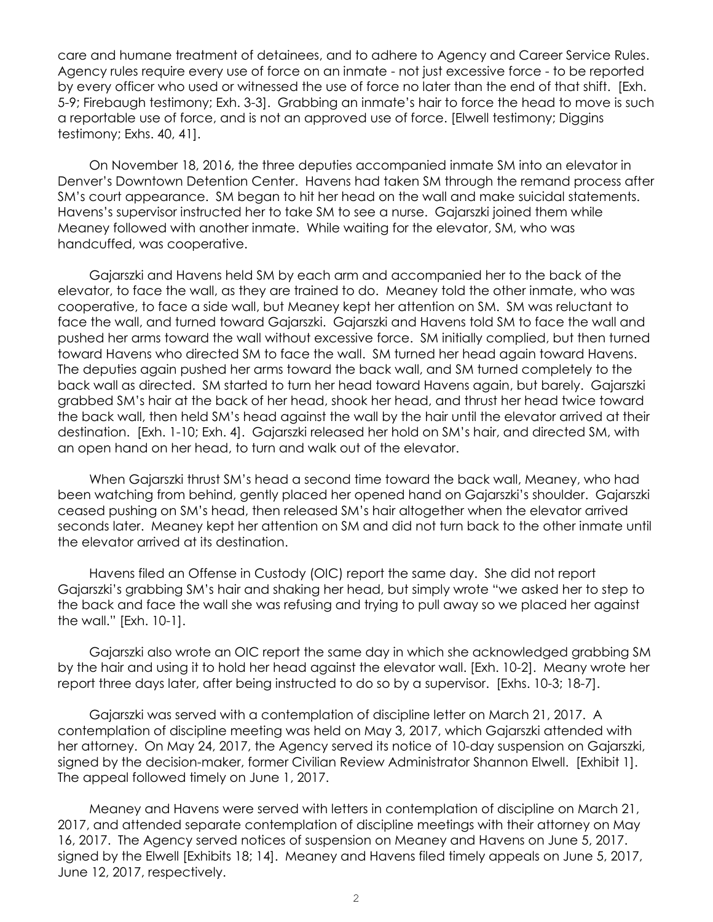care and humane treatment of detainees, and to adhere to Agency and Career Service Rules. Agency rules require every use of force on an inmate - not just excessive force - to be reported by every officer who used or witnessed the use of force no later than the end of that shift. [Exh. 5-9; Firebaugh testimony; Exh. 3-3]. Grabbing an inmate's hair to force the head to move is such a reportable use of force, and is not an approved use of force. [Elwell testimony; Diggins testimony; Exhs. 40, 41].

On November 18, 2016, the three deputies accompanied inmate SM into an elevator in Denver's Downtown Detention Center. Havens had taken SM through the remand process after SM's court appearance. SM began to hit her head on the wall and make suicidal statements. Havens's supervisor instructed her to take SM to see a nurse. Gajarszki joined them while Meaney followed with another inmate. While waiting for the elevator, SM, who was handcuffed, was cooperative.

Gajarszki and Havens held SM by each arm and accompanied her to the back of the elevator, to face the wall, as they are trained to do. Meaney told the other inmate, who was cooperative, to face a side wall, but Meaney kept her attention on SM. SM was reluctant to face the wall, and turned toward Gajarszki. Gajarszki and Havens told SM to face the wall and pushed her arms toward the wall without excessive force. SM initially complied, but then turned toward Havens who directed SM to face the wall. SM turned her head again toward Havens. The deputies again pushed her arms toward the back wall, and SM turned completely to the back wall as directed. SM started to turn her head toward Havens again, but barely. Gajarszki grabbed SM's hair at the back of her head, shook her head, and thrust her head twice toward the back wall, then held SM's head against the wall by the hair until the elevator arrived at their destination. [Exh. 1-10; Exh. 4]. Gajarszki released her hold on SM's hair, and directed SM, with an open hand on her head, to turn and walk out of the elevator.

When Gajarszki thrust SM's head a second time toward the back wall, Meaney, who had been watching from behind, gently placed her opened hand on Gajarszki's shoulder. Gajarszki ceased pushing on SM's head, then released SM's hair altogether when the elevator arrived seconds later. Meaney kept her attention on SM and did not turn back to the other inmate until the elevator arrived at its destination.

Havens filed an Offense in Custody (OIC) report the same day. She did not report Gajarszki's grabbing SM's hair and shaking her head, but simply wrote "we asked her to step to the back and face the wall she was refusing and trying to pull away so we placed her against the wall." [Exh. 10-1].

Gajarszki also wrote an OIC report the same day in which she acknowledged grabbing SM by the hair and using it to hold her head against the elevator wall. [Exh. 10-2]. Meany wrote her report three days later, after being instructed to do so by a supervisor. [Exhs. 10-3; 18-7].

Gajarszki was served with a contemplation of discipline letter on March 21, 2017. A contemplation of discipline meeting was held on May 3, 2017, which Gajarszki attended with her attorney. On May 24, 2017, the Agency served its notice of 10-day suspension on Gajarszki, signed by the decision-maker, former Civilian Review Administrator Shannon Elwell. [Exhibit 1]. The appeal followed timely on June 1, 2017.

Meaney and Havens were served with letters in contemplation of discipline on March 21, 2017, and attended separate contemplation of discipline meetings with their attorney on May 16, 2017. The Agency served notices of suspension on Meaney and Havens on June 5, 2017. signed by the Elwell [Exhibits 18; 14]. Meaney and Havens filed timely appeals on June 5, 2017, June 12, 2017, respectively.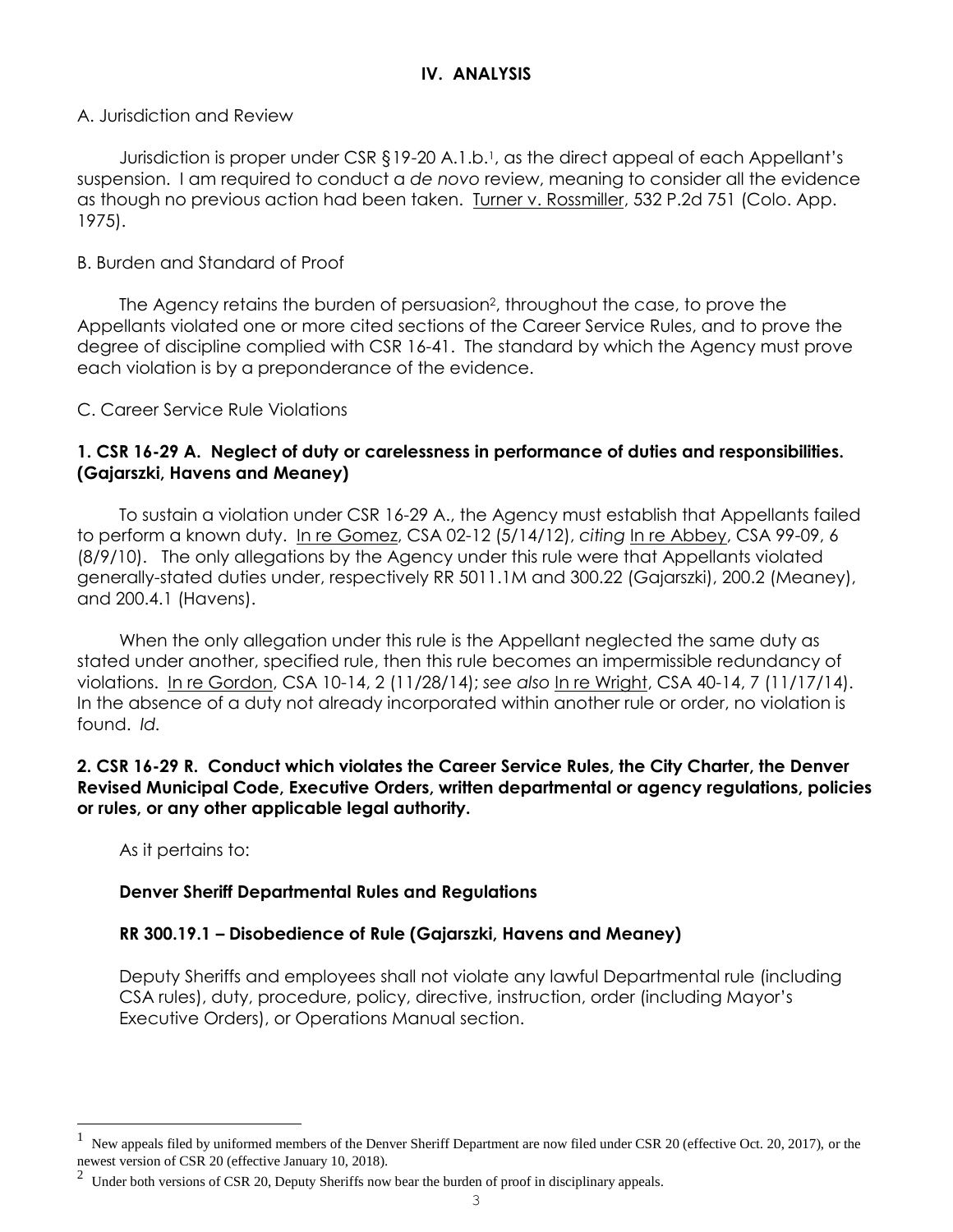## IV. ANALYSIS

A. Jurisdiction and Review

Jurisdiction is proper under CSR §19-20 A.1.b.[1], as the direct appeal of each Appellant's suspension. I am required to conduct a *de novo* review, meaning to consider all the evidence as though no previous action had been taken. Turner v. Rossmiller, 532 P.2d 751 (Colo. App. 1975).

B. Burden and Standard of Proof

The Agency retains the burden of persuasion[2], throughout the case, to prove the Appellants violated one or more cited sections of the Career Service Rules, and to prove the degree of discipline complied with CSR 16-41. The standard by which the Agency must prove each violation is by a preponderance of the evidence.

C. Career Service Rule Violations

**1. CSR 16-29 A. Neglect of duty or carelessness in performance of duties and responsibilities. (Gajarszki, Havens and Meaney)**

To sustain a violation under CSR 16-29 A., the Agency must establish that Appellants failed to perform a known duty. In re Gomez, CSA 02-12 (5/14/12), *citing* In re Abbey, CSA 99-09, 6 (8/9/10). The only allegations by the Agency under this rule were that Appellants violated generally-stated duties under, respectively RR 5011.1M and 300.22 (Gajarszki), 200.2 (Meaney), and 200.4.1 (Havens).

When the only allegation under this rule is the Appellant neglected the same duty as stated under another, specified rule, then this rule becomes an impermissible redundancy of violations. In re Gordon, CSA 10-14, 2 (11/28/14); *see also* In re Wright, CSA 40-14, 7 (11/17/14). In the absence of a duty not already incorporated within another rule or order, no violation is found. *Id.*

**2. CSR 16-29 R. Conduct which violates the Career Service Rules, the City Charter, the Denver Revised Municipal Code, Executive Orders, written departmental or agency regulations, policies or rules, or any other applicable legal authority.**

As it pertains to:

**Denver Sheriff Departmental Rules and Regulations**

**RR 300.19.1 – Disobedience of Rule (Gajarszki, Havens and Meaney)**

Deputy Sheriffs and employees shall not violate any lawful Departmental rule (including CSA rules), duty, procedure, policy, directive, instruction, order (including Mayor's Executive Orders), or Operations Manual section.

---

[1] New appeals filed by uniformed members of the Denver Sheriff Department are now filed under CSR 20 (effective Oct. 20, 2017), or the newest version of CSR 20 (effective January 10, 2018).

[2] Under both versions of CSR 20, Deputy Sheriffs now bear the burden of proof in disciplinary appeals.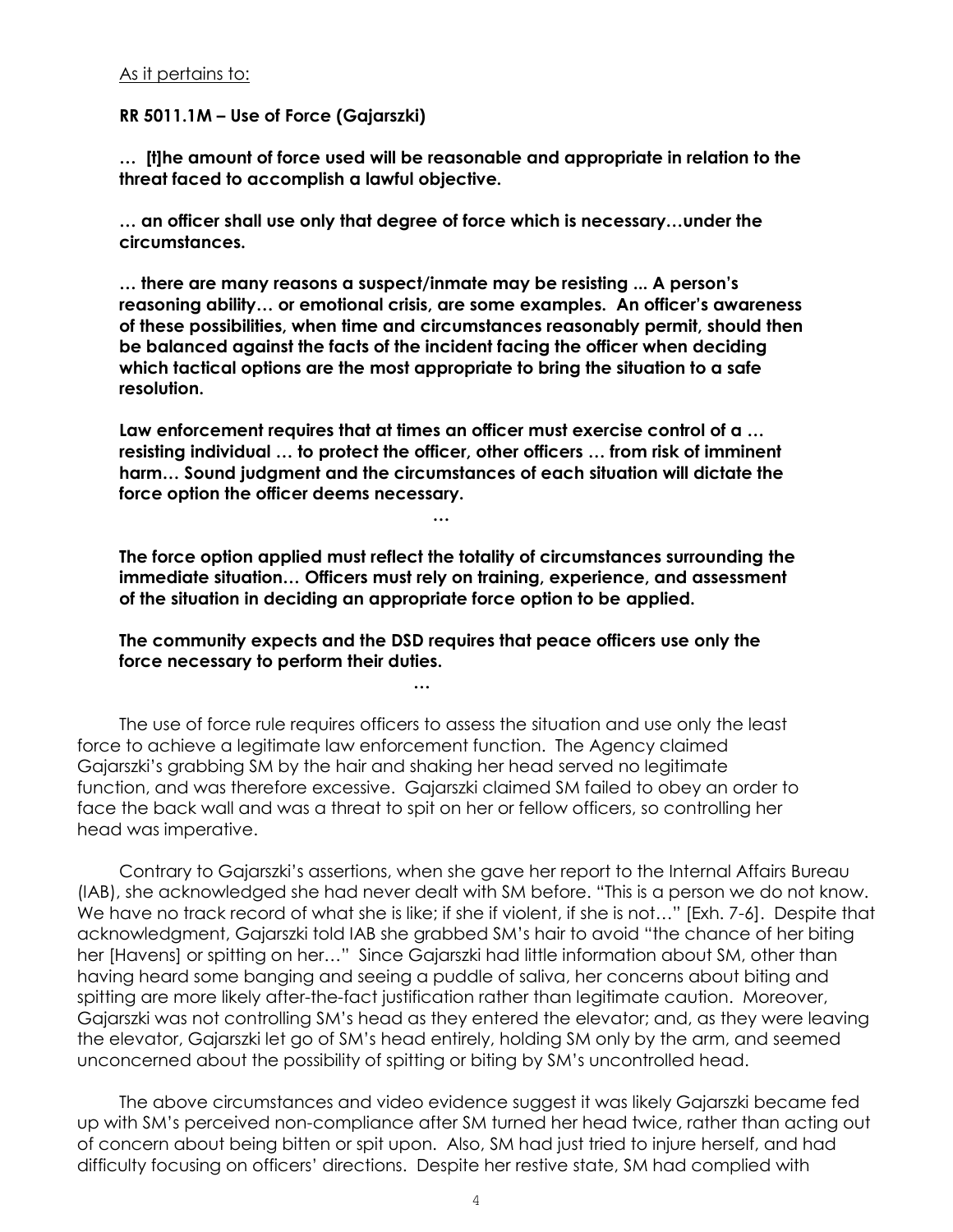As it pertains to:

**RR 5011.1M – Use of Force (Gajarszki)**

**… [t]he amount of force used will be reasonable and appropriate in relation to the threat faced to accomplish a lawful objective.**

**… an officer shall use only that degree of force which is necessary…under the circumstances.**

**… there are many reasons a suspect/inmate may be resisting ... A person's reasoning ability… or emotional crisis, are some examples. An officer's awareness of these possibilities, when time and circumstances reasonably permit, should then be balanced against the facts of the incident facing the officer when deciding which tactical options are the most appropriate to bring the situation to a safe resolution.**

**Law enforcement requires that at times an officer must exercise control of a … resisting individual … to protect the officer, other officers … from risk of imminent harm… Sound judgment and the circumstances of each situation will dictate the force option the officer deems necessary.**

**…**

**The force option applied must reflect the totality of circumstances surrounding the immediate situation… Officers must rely on training, experience, and assessment of the situation in deciding an appropriate force option to be applied.**

**The community expects and the DSD requires that peace officers use only the force necessary to perform their duties.**

**…**

The use of force rule requires officers to assess the situation and use only the least force to achieve a legitimate law enforcement function. The Agency claimed Gajarszki's grabbing SM by the hair and shaking her head served no legitimate function, and was therefore excessive. Gajarszki claimed SM failed to obey an order to face the back wall and was a threat to spit on her or fellow officers, so controlling her head was imperative.

Contrary to Gajarszki's assertions, when she gave her report to the Internal Affairs Bureau (IAB), she acknowledged she had never dealt with SM before. "This is a person we do not know. We have no track record of what she is like; if she if violent, if she is not…" [Exh. 7-6]. Despite that acknowledgment, Gajarszki told IAB she grabbed SM's hair to avoid "the chance of her biting her [Havens] or spitting on her…" Since Gajarszki had little information about SM, other than having heard some banging and seeing a puddle of saliva, her concerns about biting and spitting are more likely after-the-fact justification rather than legitimate caution. Moreover, Gajarszki was not controlling SM's head as they entered the elevator; and, as they were leaving the elevator, Gajarszki let go of SM's head entirely, holding SM only by the arm, and seemed unconcerned about the possibility of spitting or biting by SM's uncontrolled head.

The above circumstances and video evidence suggest it was likely Gajarszki became fed up with SM's perceived non-compliance after SM turned her head twice, rather than acting out of concern about being bitten or spit upon. Also, SM had just tried to injure herself, and had difficulty focusing on officers' directions. Despite her restive state, SM had complied with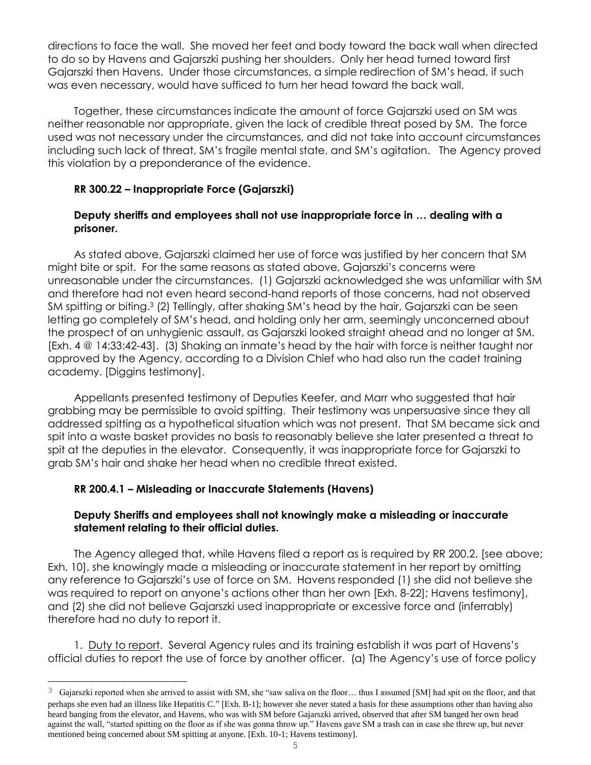directions to face the wall. She moved her feet and body toward the back wall when directed to do so by Havens and Gajarszki pushing her shoulders. Only her head turned toward first Gajarszki then Havens. Under those circumstances, a simple redirection of SM's head, if such was even necessary, would have sufficed to turn her head toward the back wall.

Together, these circumstances indicate the amount of force Gajarszki used on SM was neither reasonable nor appropriate, given the lack of credible threat posed by SM. The force used was not necessary under the circumstances, and did not take into account circumstances including such lack of threat, SM's fragile mental state, and SM's agitation. The Agency proved this violation by a preponderance of the evidence.

### RR 300.22 – Inappropriate Force (Gajarszki)

**Deputy sheriffs and employees shall not use inappropriate force in … dealing with a prisoner.**

As stated above, Gajarszki claimed her use of force was justified by her concern that SM might bite or spit. For the same reasons as stated above, Gajarszki's concerns were unreasonable under the circumstances. (1) Gajarszki acknowledged she was unfamiliar with SM and therefore had not even heard second-hand reports of those concerns, had not observed SM spitting or biting.[3] (2) Tellingly, after shaking SM's head by the hair, Gajarszki can be seen letting go completely of SM's head, and holding only her arm, seemingly unconcerned about the prospect of an unhygienic assault, as Gajarszki looked straight ahead and no longer at SM. [Exh. 4 @ 14:33:42-43]. (3) Shaking an inmate's head by the hair with force is neither taught nor approved by the Agency, according to a Division Chief who had also run the cadet training academy. [Diggins testimony].

Appellants presented testimony of Deputies Keefer, and Marr who suggested that hair grabbing may be permissible to avoid spitting. Their testimony was unpersuasive since they all addressed spitting as a hypothetical situation which was not present. That SM became sick and spit into a waste basket provides no basis to reasonably believe she later presented a threat to spit at the deputies in the elevator. Consequently, it was inappropriate force for Gajarszki to grab SM's hair and shake her head when no credible threat existed.

### RR 200.4.1 – Misleading or Inaccurate Statements (Havens)

**Deputy Sheriffs and employees shall not knowingly make a misleading or inaccurate statement relating to their official duties.**

The Agency alleged that, while Havens filed a report as is required by RR 200.2, [see above; Exh. 10], she knowingly made a misleading or inaccurate statement in her report by omitting any reference to Gajarszki's use of force on SM. Havens responded (1) she did not believe she was required to report on anyone's actions other than her own [Exh. 8-22]; Havens testimony], and (2) she did not believe Gajarszki used inappropriate or excessive force and (inferrably) therefore had no duty to report it.

1. Duty to report. Several Agency rules and its training establish it was part of Havens's official duties to report the use of force by another officer. (a) The Agency's use of force policy

---

[3] Gajarszki reported when she arrived to assist with SM, she "saw saliva on the floor… thus I assumed [SM] had spit on the floor, and that perhaps she even had an illness like Hepatitis C." [Exh. B-1]; however she never stated a basis for these assumptions other than having also heard banging from the elevator, and Havens, who was with SM before Gajarszki arrived, observed that after SM banged her own head against the wall, "started spitting on the floor as if she was gonna throw up." Havens gave SM a trash can in case she threw up, but never mentioned being concerned about SM spitting at anyone. [Exh. 10-1; Havens testimony].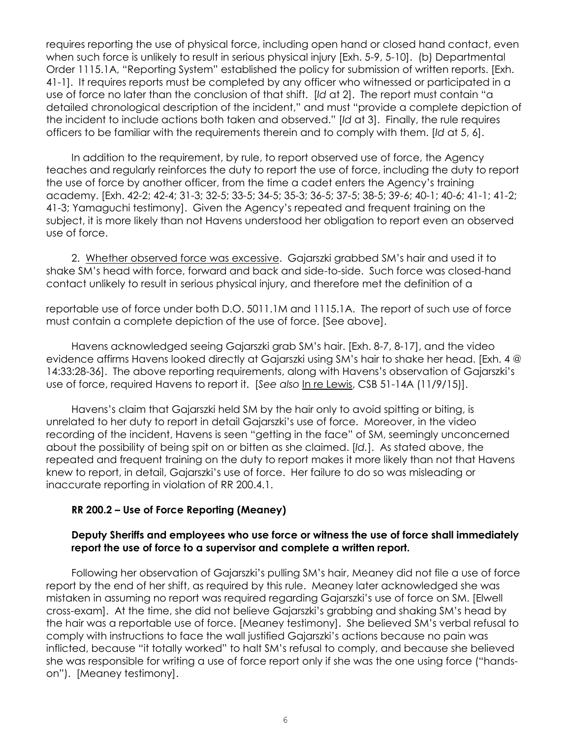requires reporting the use of physical force, including open hand or closed hand contact, even when such force is unlikely to result in serious physical injury [Exh. 5-9, 5-10]. (b) Departmental Order 1115.1A, "Reporting System" established the policy for submission of written reports. [Exh. 41-1]. It requires reports must be completed by any officer who witnessed or participated in a use of force no later than the conclusion of that shift. [*Id* at 2]. The report must contain "a detailed chronological description of the incident," and must "provide a complete depiction of the incident to include actions both taken and observed." [*Id* at 3]. Finally, the rule requires officers to be familiar with the requirements therein and to comply with them. [*Id* at 5, 6].

In addition to the requirement, by rule, to report observed use of force, the Agency teaches and regularly reinforces the duty to report the use of force, including the duty to report the use of force by another officer, from the time a cadet enters the Agency's training academy. [Exh. 42-2; 42-4; 31-3; 32-5; 33-5; 34-5; 35-3; 36-5; 37-5; 38-5; 39-6; 40-1; 40-6; 41-1; 41-2; 41-3; Yamaguchi testimony]. Given the Agency's repeated and frequent training on the subject, it is more likely than not Havens understood her obligation to report even an observed use of force.

2. <u>Whether observed force was excessive</u>. Gajarszki grabbed SM's hair and used it to shake SM's head with force, forward and back and side-to-side. Such force was closed-hand contact unlikely to result in serious physical injury, and therefore met the definition of a reportable use of force under both D.O. 5011.1M and 1115.1A. The report of such use of force must contain a complete depiction of the use of force. [See above].

Havens acknowledged seeing Gajarszki grab SM's hair. [Exh. 8-7, 8-17], and the video evidence affirms Havens looked directly at Gajarszki using SM's hair to shake her head. [Exh. 4 @ 14:33:28-36]. The above reporting requirements, along with Havens's observation of Gajarszki's use of force, required Havens to report it. [*See also* <u>In re Lewis</u>, CSB 51-14A (11/9/15)].

Havens's claim that Gajarszki held SM by the hair only to avoid spitting or biting, is unrelated to her duty to report in detail Gajarszki's use of force. Moreover, in the video recording of the incident, Havens is seen "getting in the face" of SM, seemingly unconcerned about the possibility of being spit on or bitten as she claimed. [*Id*.]. As stated above, the repeated and frequent training on the duty to report makes it more likely than not that Havens knew to report, in detail, Gajarszki's use of force. Her failure to do so was misleading or inaccurate reporting in violation of RR 200.4.1.

### RR 200.2 – Use of Force Reporting (Meaney)

**Deputy Sheriffs and employees who use force or witness the use of force shall immediately report the use of force to a supervisor and complete a written report.**

Following her observation of Gajarszki's pulling SM's hair, Meaney did not file a use of force report by the end of her shift, as required by this rule. Meaney later acknowledged she was mistaken in assuming no report was required regarding Gajarszki's use of force on SM. [Elwell cross-exam]. At the time, she did not believe Gajarszki's grabbing and shaking SM's head by the hair was a reportable use of force. [Meaney testimony]. She believed SM's verbal refusal to comply with instructions to face the wall justified Gajarszki's actions because no pain was inflicted, because "it totally worked" to halt SM's refusal to comply, and because she believed she was responsible for writing a use of force report only if she was the one using force ("hands-on"). [Meaney testimony].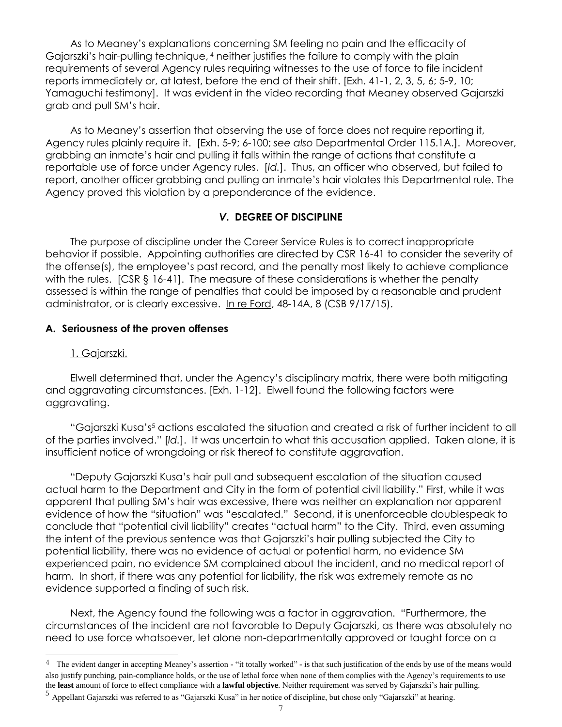As to Meaney's explanations concerning SM feeling no pain and the efficacity of Gajarszki's hair-pulling technique, [4] neither justifies the failure to comply with the plain requirements of several Agency rules requiring witnesses to the use of force to file incident reports immediately or, at latest, before the end of their shift. [Exh. 41-1, 2, 3, 5, 6; 5-9, 10; Yamaguchi testimony]. It was evident in the video recording that Meaney observed Gajarszki grab and pull SM's hair.

As to Meaney's assertion that observing the use of force does not require reporting it, Agency rules plainly require it. [Exh. 5-9; 6-100; *see also* Departmental Order 115.1A.]. Moreover, grabbing an inmate's hair and pulling it falls within the range of actions that constitute a reportable use of force under Agency rules. [*Id.*]. Thus, an officer who observed, but failed to report, another officer grabbing and pulling an inmate's hair violates this Departmental rule. The Agency proved this violation by a preponderance of the evidence.

## *V.* DEGREE OF DISCIPLINE

The purpose of discipline under the Career Service Rules is to correct inappropriate behavior if possible. Appointing authorities are directed by CSR 16-41 to consider the severity of the offense(s), the employee's past record, and the penalty most likely to achieve compliance with the rules. [CSR § 16-41]. The measure of these considerations is whether the penalty assessed is within the range of penalties that could be imposed by a reasonable and prudent administrator, or is clearly excessive. In re Ford, 48-14A, 8 (CSB 9/17/15).

### A. Seriousness of the proven offenses

1. Gajarszki.

Elwell determined that, under the Agency's disciplinary matrix, there were both mitigating and aggravating circumstances. [Exh. 1-12]. Elwell found the following factors were aggravating.

"Gajarszki Kusa's[5] actions escalated the situation and created a risk of further incident to all of the parties involved." [*Id.*]. It was uncertain to what this accusation applied. Taken alone, it is insufficient notice of wrongdoing or risk thereof to constitute aggravation.

"Deputy Gajarszki Kusa's hair pull and subsequent escalation of the situation caused actual harm to the Department and City in the form of potential civil liability." First, while it was apparent that pulling SM's hair was excessive, there was neither an explanation nor apparent evidence of how the "situation" was "escalated." Second, it is unenforceable doublespeak to conclude that "potential civil liability" creates "actual harm" to the City. Third, even assuming the intent of the previous sentence was that Gajarszki's hair pulling subjected the City to potential liability, there was no evidence of actual or potential harm, no evidence SM experienced pain, no evidence SM complained about the incident, and no medical report of harm. In short, if there was any potential for liability, the risk was extremely remote as no evidence supported a finding of such risk.

Next, the Agency found the following was a factor in aggravation. "Furthermore, the circumstances of the incident are not favorable to Deputy Gajarszki, as there was absolutely no need to use force whatsoever, let alone non-departmentally approved or taught force on a

---

[4] The evident danger in accepting Meaney's assertion - "it totally worked" - is that such justification of the ends by use of the means would also justify punching, pain-compliance holds, or the use of lethal force when none of them complies with the Agency's requirements to use the **least** amount of force to effect compliance with a **lawful objective**. Neither requirement was served by Gajarszki's hair pulling.

[5] Appellant Gajarszki was referred to as "Gajarszki Kusa" in her notice of discipline, but chose only "Gajarszki" at hearing.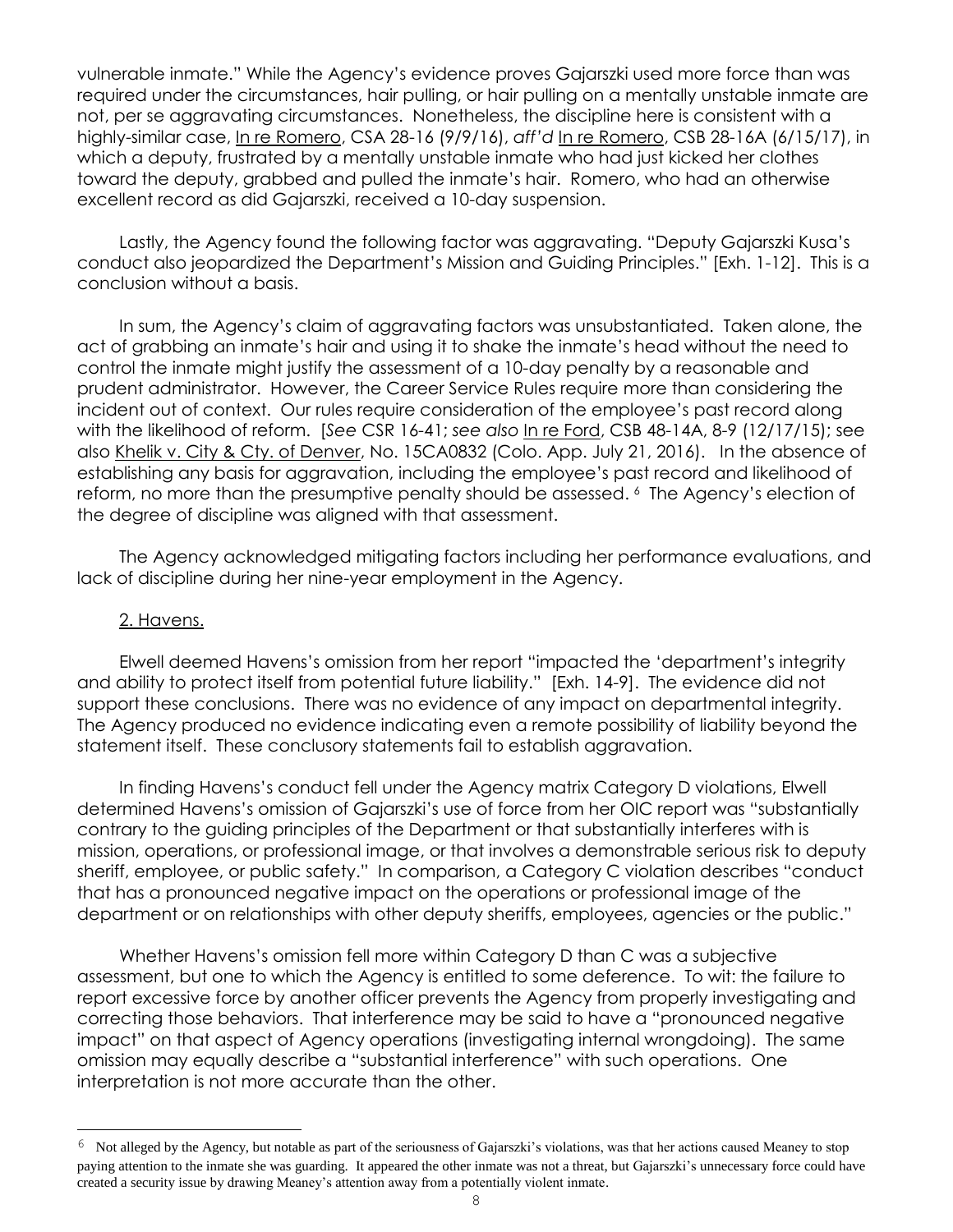vulnerable inmate." While the Agency's evidence proves Gajarszki used more force than was required under the circumstances, hair pulling, or hair pulling on a mentally unstable inmate are not, per se aggravating circumstances. Nonetheless, the discipline here is consistent with a highly-similar case, In re Romero, CSA 28-16 (9/9/16), *aff'd* In re Romero, CSB 28-16A (6/15/17), in which a deputy, frustrated by a mentally unstable inmate who had just kicked her clothes toward the deputy, grabbed and pulled the inmate's hair. Romero, who had an otherwise excellent record as did Gajarszki, received a 10-day suspension.

Lastly, the Agency found the following factor was aggravating. "Deputy Gajarszki Kusa's conduct also jeopardized the Department's Mission and Guiding Principles." [Exh. 1-12]. This is a conclusion without a basis.

In sum, the Agency's claim of aggravating factors was unsubstantiated. Taken alone, the act of grabbing an inmate's hair and using it to shake the inmate's head without the need to control the inmate might justify the assessment of a 10-day penalty by a reasonable and prudent administrator. However, the Career Service Rules require more than considering the incident out of context. Our rules require consideration of the employee's past record along with the likelihood of reform. [*See* CSR 16-41; *see also* In re Ford, CSB 48-14A, 8-9 (12/17/15); see also Khelik v. City & Cty. of Denver, No. 15CA0832 (Colo. App. July 21, 2016). In the absence of establishing any basis for aggravation, including the employee's past record and likelihood of reform, no more than the presumptive penalty should be assessed. [6] The Agency's election of the degree of discipline was aligned with that assessment.

The Agency acknowledged mitigating factors including her performance evaluations, and lack of discipline during her nine-year employment in the Agency.

2. Havens.

Elwell deemed Havens's omission from her report "impacted the 'department's integrity and ability to protect itself from potential future liability." [Exh. 14-9]. The evidence did not support these conclusions. There was no evidence of any impact on departmental integrity. The Agency produced no evidence indicating even a remote possibility of liability beyond the statement itself. These conclusory statements fail to establish aggravation.

In finding Havens's conduct fell under the Agency matrix Category D violations, Elwell determined Havens's omission of Gajarszki's use of force from her OIC report was "substantially contrary to the guiding principles of the Department or that substantially interferes with is mission, operations, or professional image, or that involves a demonstrable serious risk to deputy sheriff, employee, or public safety." In comparison, a Category C violation describes "conduct that has a pronounced negative impact on the operations or professional image of the department or on relationships with other deputy sheriffs, employees, agencies or the public."

Whether Havens's omission fell more within Category D than C was a subjective assessment, but one to which the Agency is entitled to some deference. To wit: the failure to report excessive force by another officer prevents the Agency from properly investigating and correcting those behaviors. That interference may be said to have a "pronounced negative impact" on that aspect of Agency operations (investigating internal wrongdoing). The same omission may equally describe a "substantial interference" with such operations. One interpretation is not more accurate than the other.

[6] Not alleged by the Agency, but notable as part of the seriousness of Gajarszki's violations, was that her actions caused Meaney to stop paying attention to the inmate she was guarding. It appeared the other inmate was not a threat, but Gajarszki's unnecessary force could have created a security issue by drawing Meaney's attention away from a potentially violent inmate.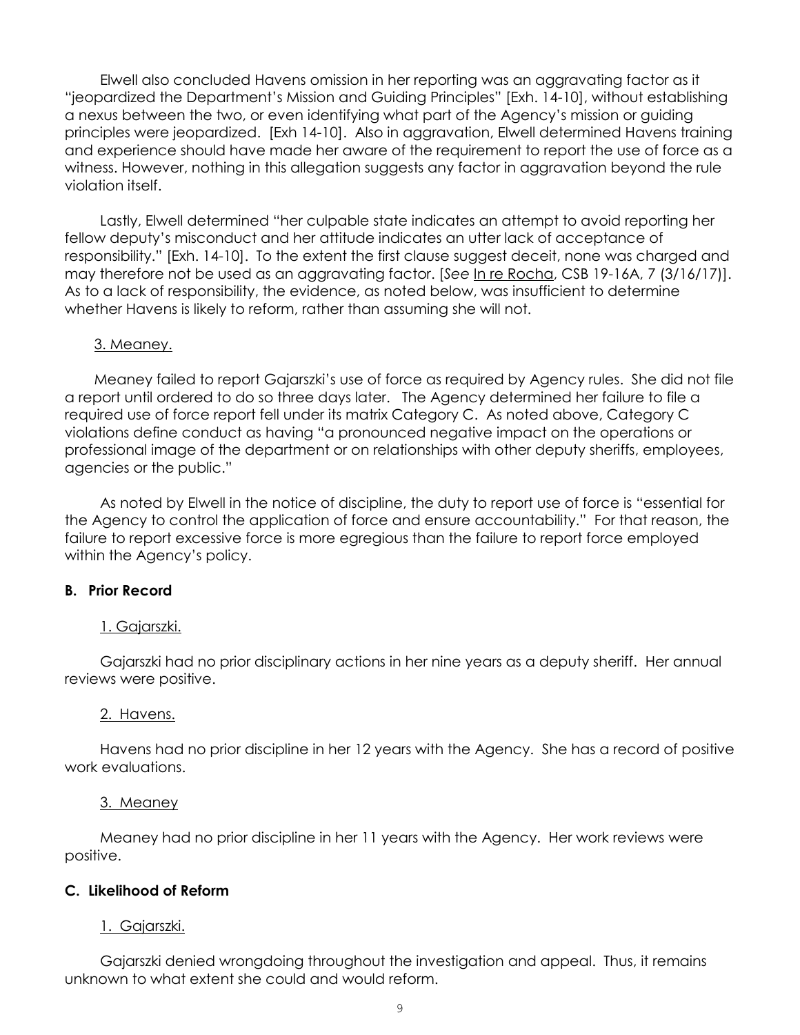Elwell also concluded Havens omission in her reporting was an aggravating factor as it "jeopardized the Department's Mission and Guiding Principles" [Exh. 14-10], without establishing a nexus between the two, or even identifying what part of the Agency's mission or guiding principles were jeopardized. [Exh 14-10]. Also in aggravation, Elwell determined Havens training and experience should have made her aware of the requirement to report the use of force as a witness. However, nothing in this allegation suggests any factor in aggravation beyond the rule violation itself.

Lastly, Elwell determined "her culpable state indicates an attempt to avoid reporting her fellow deputy's misconduct and her attitude indicates an utter lack of acceptance of responsibility." [Exh. 14-10]. To the extent the first clause suggest deceit, none was charged and may therefore not be used as an aggravating factor. [*See* In re Rocha, CSB 19-16A, 7 (3/16/17)]. As to a lack of responsibility, the evidence, as noted below, was insufficient to determine whether Havens is likely to reform, rather than assuming she will not.

3. Meaney.

Meaney failed to report Gajarszki's use of force as required by Agency rules. She did not file a report until ordered to do so three days later. The Agency determined her failure to file a required use of force report fell under its matrix Category C. As noted above, Category C violations define conduct as having "a pronounced negative impact on the operations or professional image of the department or on relationships with other deputy sheriffs, employees, agencies or the public."

As noted by Elwell in the notice of discipline, the duty to report use of force is "essential for the Agency to control the application of force and ensure accountability." For that reason, the failure to report excessive force is more egregious than the failure to report force employed within the Agency's policy.

### B. Prior Record

1. Gajarszki.

Gajarszki had no prior disciplinary actions in her nine years as a deputy sheriff. Her annual reviews were positive.

2. Havens.

Havens had no prior discipline in her 12 years with the Agency. She has a record of positive work evaluations.

3. Meaney

Meaney had no prior discipline in her 11 years with the Agency. Her work reviews were positive.

### C. Likelihood of Reform

1. Gajarszki.

Gajarszki denied wrongdoing throughout the investigation and appeal. Thus, it remains unknown to what extent she could and would reform.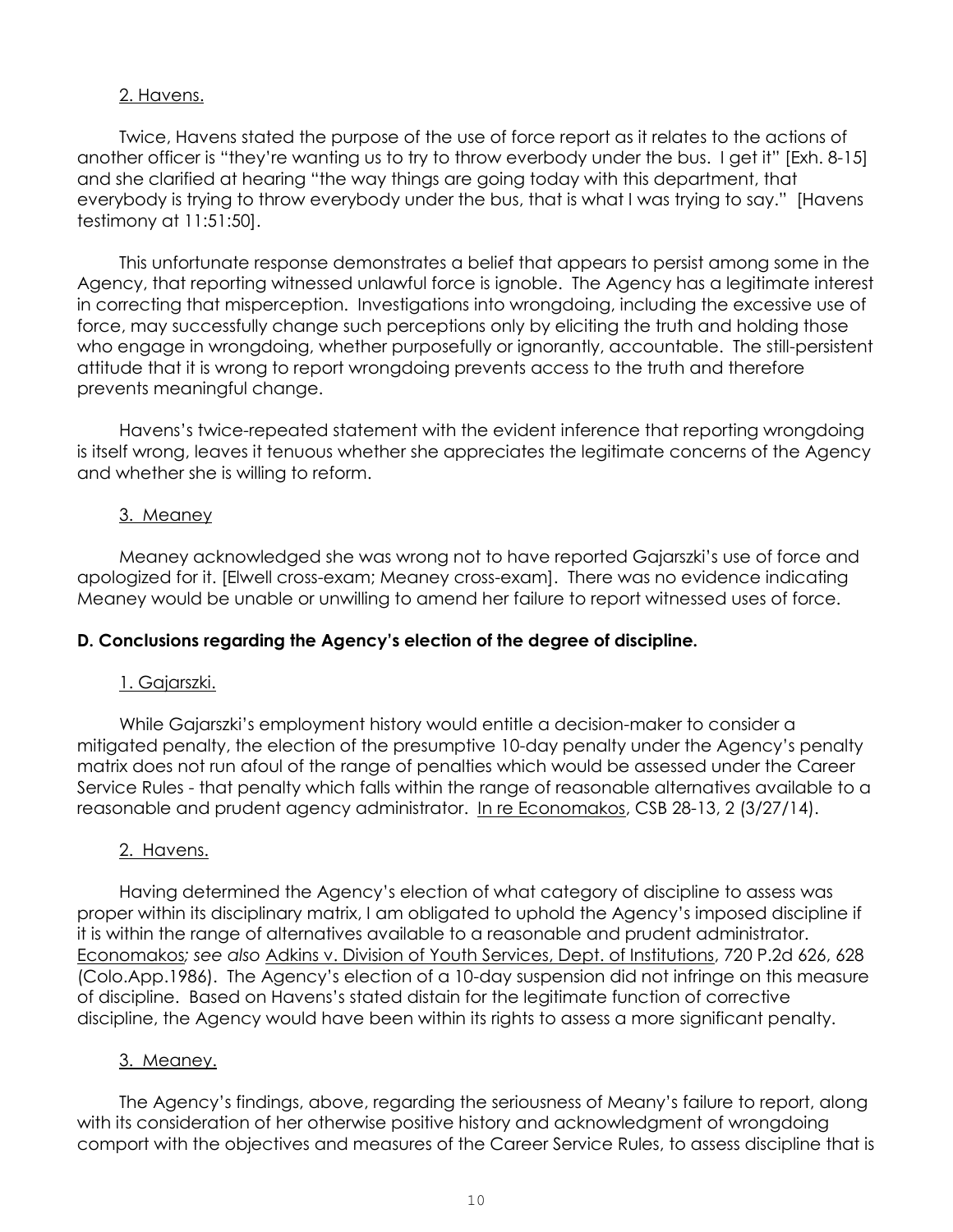2. Havens.

Twice, Havens stated the purpose of the use of force report as it relates to the actions of another officer is "they're wanting us to try to throw everbody under the bus. I get it" [Exh. 8-15] and she clarified at hearing "the way things are going today with this department, that everybody is trying to throw everybody under the bus, that is what I was trying to say." [Havens testimony at 11:51:50].

This unfortunate response demonstrates a belief that appears to persist among some in the Agency, that reporting witnessed unlawful force is ignoble. The Agency has a legitimate interest in correcting that misperception. Investigations into wrongdoing, including the excessive use of force, may successfully change such perceptions only by eliciting the truth and holding those who engage in wrongdoing, whether purposefully or ignorantly, accountable. The still-persistent attitude that it is wrong to report wrongdoing prevents access to the truth and therefore prevents meaningful change.

Havens's twice-repeated statement with the evident inference that reporting wrongdoing is itself wrong, leaves it tenuous whether she appreciates the legitimate concerns of the Agency and whether she is willing to reform.

3. Meaney

Meaney acknowledged she was wrong not to have reported Gajarszki's use of force and apologized for it. [Elwell cross-exam; Meaney cross-exam]. There was no evidence indicating Meaney would be unable or unwilling to amend her failure to report witnessed uses of force.

**D. Conclusions regarding the Agency's election of the degree of discipline.**

1. Gajarszki.

While Gajarszki's employment history would entitle a decision-maker to consider a mitigated penalty, the election of the presumptive 10-day penalty under the Agency's penalty matrix does not run afoul of the range of penalties which would be assessed under the Career Service Rules - that penalty which falls within the range of reasonable alternatives available to a reasonable and prudent agency administrator. In re Economakos, CSB 28-13, 2 (3/27/14).

2. Havens.

Having determined the Agency's election of what category of discipline to assess was proper within its disciplinary matrix, I am obligated to uphold the Agency's imposed discipline if it is within the range of alternatives available to a reasonable and prudent administrator. Economakos*; see also* Adkins v. Division of Youth Services, Dept. of Institutions, 720 P.2d 626, 628 (Colo.App.1986). The Agency's election of a 10-day suspension did not infringe on this measure of discipline. Based on Havens's stated distain for the legitimate function of corrective discipline, the Agency would have been within its rights to assess a more significant penalty.

3. Meaney.

The Agency's findings, above, regarding the seriousness of Meany's failure to report, along with its consideration of her otherwise positive history and acknowledgment of wrongdoing comport with the objectives and measures of the Career Service Rules, to assess discipline that is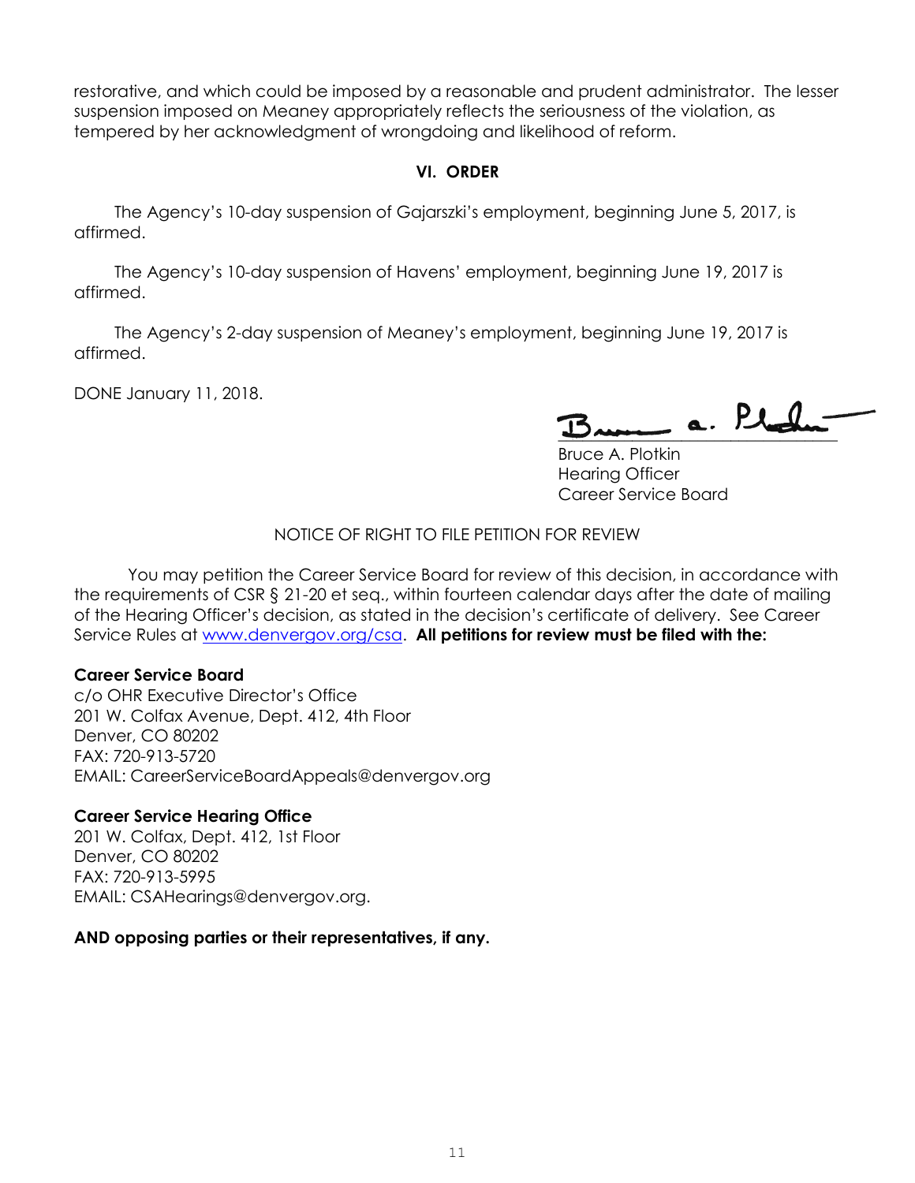restorative, and which could be imposed by a reasonable and prudent administrator. The lesser suspension imposed on Meaney appropriately reflects the seriousness of the violation, as tempered by her acknowledgment of wrongdoing and likelihood of reform.

## VI. ORDER

The Agency's 10-day suspension of Gajarszki's employment, beginning June 5, 2017, is affirmed.

The Agency's 10-day suspension of Havens' employment, beginning June 19, 2017 is affirmed.

The Agency's 2-day suspension of Meaney's employment, beginning June 19, 2017 is affirmed.

DONE January 11, 2018.

Bruce A. Plotkin
Hearing Officer
Career Service Board

NOTICE OF RIGHT TO FILE PETITION FOR REVIEW

You may petition the Career Service Board for review of this decision, in accordance with the requirements of CSR § 21-20 et seq., within fourteen calendar days after the date of mailing of the Hearing Officer's decision, as stated in the decision's certificate of delivery. See Career Service Rules at www.denvergov.org/csa. **All petitions for review must be filed with the:**

**Career Service Board**
c/o OHR Executive Director's Office
201 W. Colfax Avenue, Dept. 412, 4th Floor
Denver, CO 80202
FAX: 720-913-5720
EMAIL: CareerServiceBoardAppeals@denvergov.org

**Career Service Hearing Office**
201 W. Colfax, Dept. 412, 1st Floor
Denver, CO 80202
FAX: 720-913-5995
EMAIL: CSAHearings@denvergov.org.

**AND opposing parties or their representatives, if any.**